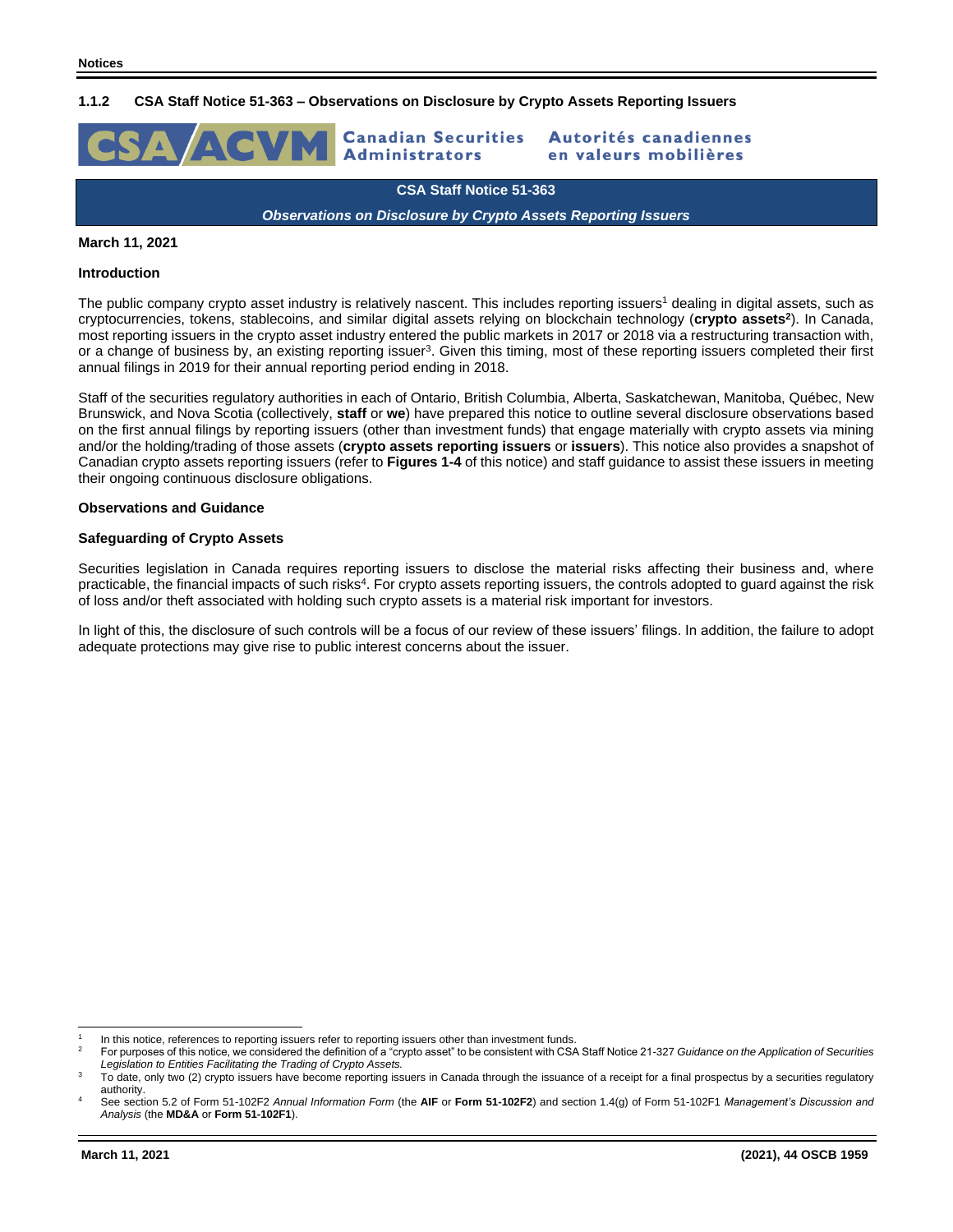## 1.1.2 CSA Staff Notice 51-363 – Observations on Disclosure by Crypto Assets Reporting Issuers

**CSA ACVM** Canadian Securities Administrators / Autorités canadiennes en valeurs mobilières

**CSA Staff Notice 51-363**

***Observations on Disclosure by Crypto Assets Reporting Issuers***

**March 11, 2021**

### Introduction

The public company crypto asset industry is relatively nascent. This includes reporting issuers[1] dealing in digital assets, such as cryptocurrencies, tokens, stablecoins, and similar digital assets relying on blockchain technology (**crypto assets[2]**). In Canada, most reporting issuers in the crypto asset industry entered the public markets in 2017 or 2018 via a restructuring transaction with, or a change of business by, an existing reporting issuer[3]. Given this timing, most of these reporting issuers completed their first annual filings in 2019 for their annual reporting period ending in 2018.

Staff of the securities regulatory authorities in each of Ontario, British Columbia, Alberta, Saskatchewan, Manitoba, Québec, New Brunswick, and Nova Scotia (collectively, **staff** or **we**) have prepared this notice to outline several disclosure observations based on the first annual filings by reporting issuers (other than investment funds) that engage materially with crypto assets via mining and/or the holding/trading of those assets (**crypto assets reporting issuers** or **issuers**). This notice also provides a snapshot of Canadian crypto assets reporting issuers (refer to **Figures 1-4** of this notice) and staff guidance to assist these issuers in meeting their ongoing continuous disclosure obligations.

### Observations and Guidance

#### Safeguarding of Crypto Assets

Securities legislation in Canada requires reporting issuers to disclose the material risks affecting their business and, where practicable, the financial impacts of such risks[4]. For crypto assets reporting issuers, the controls adopted to guard against the risk of loss and/or theft associated with holding such crypto assets is a material risk important for investors.

In light of this, the disclosure of such controls will be a focus of our review of these issuers' filings. In addition, the failure to adopt adequate protections may give rise to public interest concerns about the issuer.

---

[1] In this notice, references to reporting issuers refer to reporting issuers other than investment funds.

[2] For purposes of this notice, we considered the definition of a "crypto asset" to be consistent with CSA Staff Notice 21-327 *Guidance on the Application of Securities Legislation to Entities Facilitating the Trading of Crypto Assets.*

[3] To date, only two (2) crypto issuers have become reporting issuers in Canada through the issuance of a receipt for a final prospectus by a securities regulatory authority.

[4] See section 5.2 of Form 51-102F2 *Annual Information Form* (the **AIF** or **Form 51-102F2**) and section 1.4(g) of Form 51-102F1 *Management's Discussion and Analysis* (the **MD&A** or **Form 51-102F1**).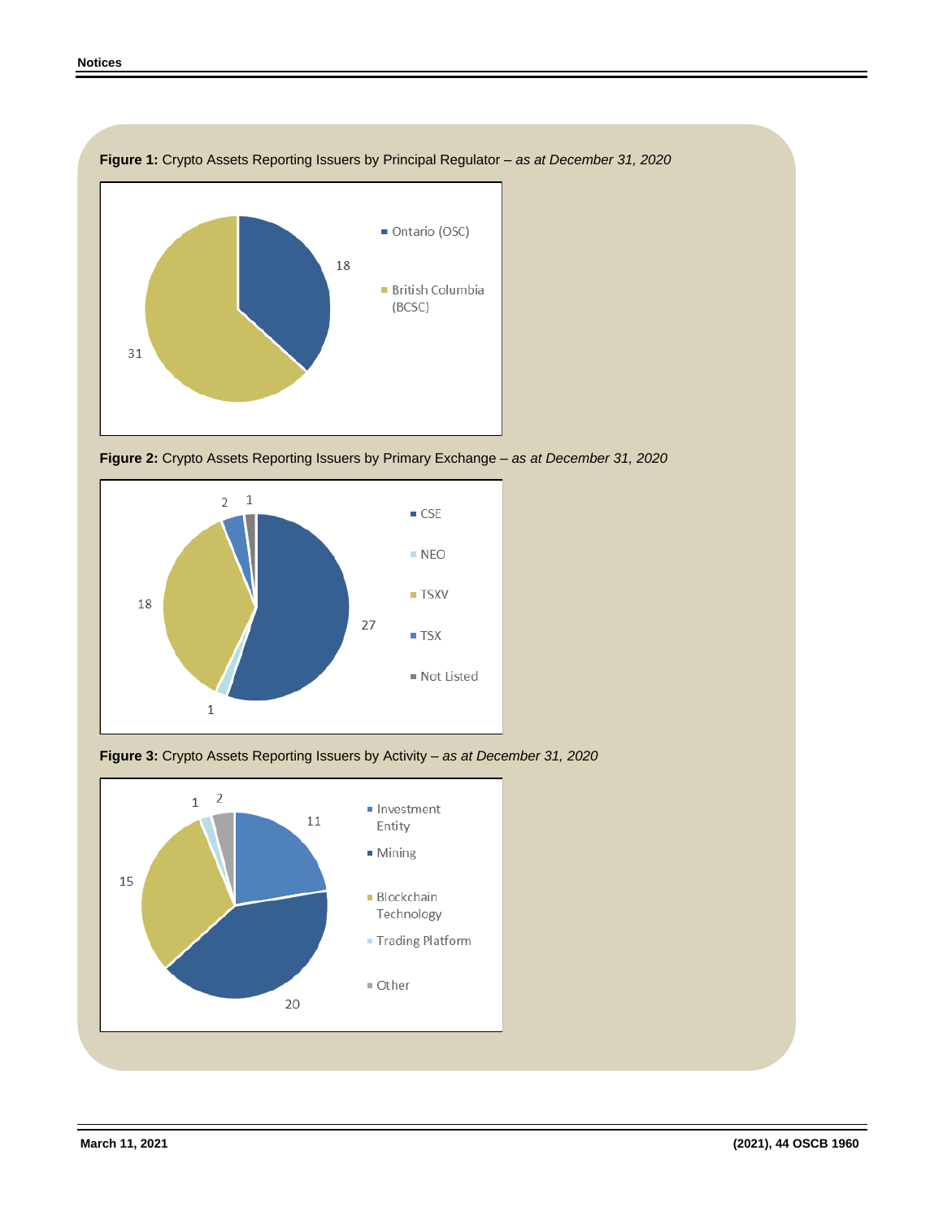**Figure 1:** Crypto Assets Reporting Issuers by Principal Regulator – *as at December 31, 2020*

| Principal Regulator | Number |
|---|---|
| Ontario (OSC) | 18 |
| British Columbia (BCSC) | 31 |

**Figure 2:** Crypto Assets Reporting Issuers by Primary Exchange – *as at December 31, 2020*

| Primary Exchange | Number |
|---|---|
| CSE | 27 |
| NEO | 1 |
| TSXV | 18 |
| TSX | 2 |
| Not Listed | 1 |

**Figure 3:** Crypto Assets Reporting Issuers by Activity – *as at December 31, 2020*

| Activity | Number |
|---|---|
| Investment Entity | 11 |
| Mining | 20 |
| Blockchain Technology | 15 |
| Trading Platform | 1 |
| Other | 2 |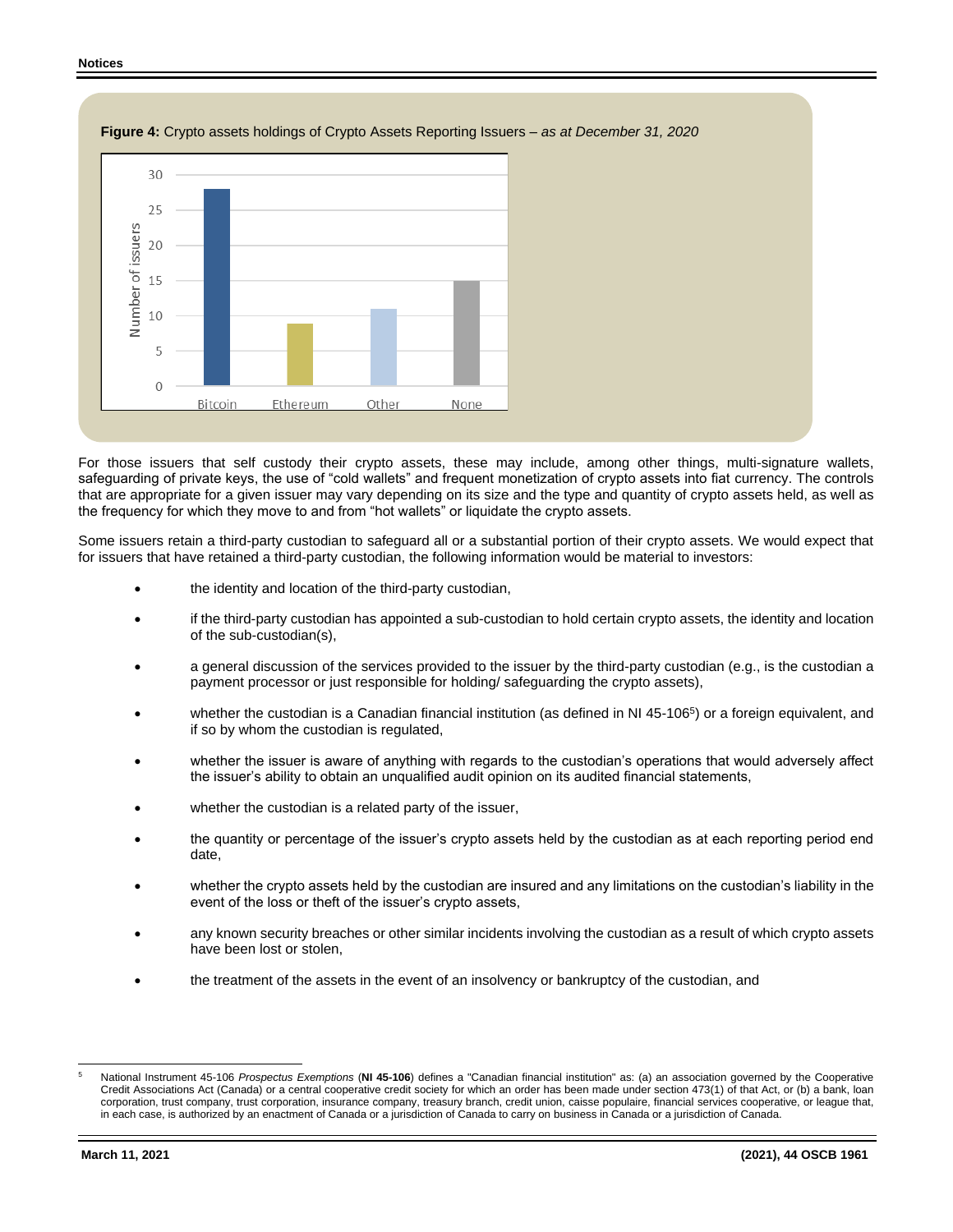**Figure 4:** Crypto assets holdings of Crypto Assets Reporting Issuers – *as at December 31, 2020*

For those issuers that self custody their crypto assets, these may include, among other things, multi-signature wallets, safeguarding of private keys, the use of "cold wallets" and frequent monetization of crypto assets into fiat currency. The controls that are appropriate for a given issuer may vary depending on its size and the type and quantity of crypto assets held, as well as the frequency for which they move to and from "hot wallets" or liquidate the crypto assets.

Some issuers retain a third-party custodian to safeguard all or a substantial portion of their crypto assets. We would expect that for issuers that have retained a third-party custodian, the following information would be material to investors:

- the identity and location of the third-party custodian,
- if the third-party custodian has appointed a sub-custodian to hold certain crypto assets, the identity and location of the sub-custodian(s),
- a general discussion of the services provided to the issuer by the third-party custodian (e.g., is the custodian a payment processor or just responsible for holding/ safeguarding the crypto assets),
- whether the custodian is a Canadian financial institution (as defined in NI 45-106[5]) or a foreign equivalent, and if so by whom the custodian is regulated,
- whether the issuer is aware of anything with regards to the custodian's operations that would adversely affect the issuer's ability to obtain an unqualified audit opinion on its audited financial statements,
- whether the custodian is a related party of the issuer,
- the quantity or percentage of the issuer's crypto assets held by the custodian as at each reporting period end date,
- whether the crypto assets held by the custodian are insured and any limitations on the custodian's liability in the event of the loss or theft of the issuer's crypto assets,
- any known security breaches or other similar incidents involving the custodian as a result of which crypto assets have been lost or stolen,
- the treatment of the assets in the event of an insolvency or bankruptcy of the custodian, and

[5] National Instrument 45-106 *Prospectus Exemptions* (**NI 45-106**) defines a "Canadian financial institution" as: (a) an association governed by the Cooperative Credit Associations Act (Canada) or a central cooperative credit society for which an order has been made under section 473(1) of that Act, or (b) a bank, loan corporation, trust company, trust corporation, insurance company, treasury branch, credit union, caisse populaire, financial services cooperative, or league that, in each case, is authorized by an enactment of Canada or a jurisdiction of Canada to carry on business in Canada or a jurisdiction of Canada.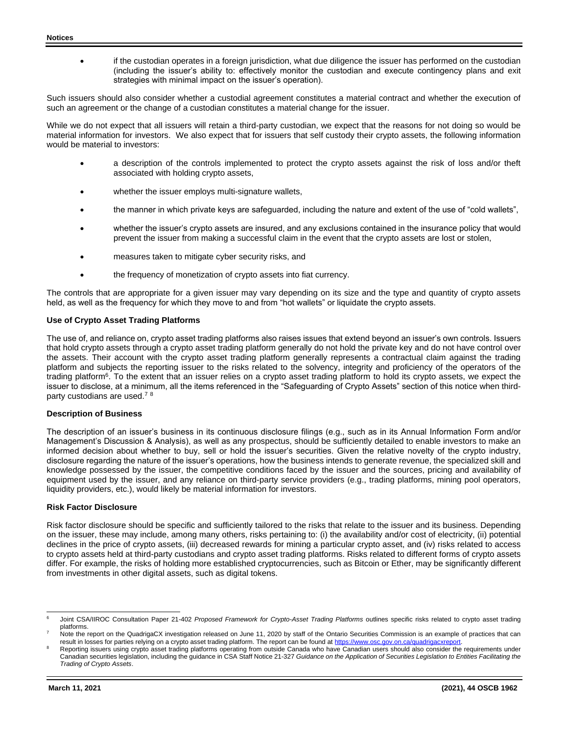- if the custodian operates in a foreign jurisdiction, what due diligence the issuer has performed on the custodian (including the issuer's ability to: effectively monitor the custodian and execute contingency plans and exit strategies with minimal impact on the issuer's operation).

Such issuers should also consider whether a custodial agreement constitutes a material contract and whether the execution of such an agreement or the change of a custodian constitutes a material change for the issuer.

While we do not expect that all issuers will retain a third-party custodian, we expect that the reasons for not doing so would be material information for investors. We also expect that for issuers that self custody their crypto assets, the following information would be material to investors:

- a description of the controls implemented to protect the crypto assets against the risk of loss and/or theft associated with holding crypto assets,
- whether the issuer employs multi-signature wallets,
- the manner in which private keys are safeguarded, including the nature and extent of the use of "cold wallets",
- whether the issuer's crypto assets are insured, and any exclusions contained in the insurance policy that would prevent the issuer from making a successful claim in the event that the crypto assets are lost or stolen,
- measures taken to mitigate cyber security risks, and
- the frequency of monetization of crypto assets into fiat currency.

The controls that are appropriate for a given issuer may vary depending on its size and the type and quantity of crypto assets held, as well as the frequency for which they move to and from "hot wallets" or liquidate the crypto assets.

### Use of Crypto Asset Trading Platforms

The use of, and reliance on, crypto asset trading platforms also raises issues that extend beyond an issuer's own controls. Issuers that hold crypto assets through a crypto asset trading platform generally do not hold the private key and do not have control over the assets. Their account with the crypto asset trading platform generally represents a contractual claim against the trading platform and subjects the reporting issuer to the risks related to the solvency, integrity and proficiency of the operators of the trading platform[6]. To the extent that an issuer relies on a crypto asset trading platform to hold its crypto assets, we expect the issuer to disclose, at a minimum, all the items referenced in the "Safeguarding of Crypto Assets" section of this notice when third-party custodians are used.[7] [8]

### Description of Business

The description of an issuer's business in its continuous disclosure filings (e.g., such as in its Annual Information Form and/or Management's Discussion & Analysis), as well as any prospectus, should be sufficiently detailed to enable investors to make an informed decision about whether to buy, sell or hold the issuer's securities. Given the relative novelty of the crypto industry, disclosure regarding the nature of the issuer's operations, how the business intends to generate revenue, the specialized skill and knowledge possessed by the issuer, the competitive conditions faced by the issuer and the sources, pricing and availability of equipment used by the issuer, and any reliance on third-party service providers (e.g., trading platforms, mining pool operators, liquidity providers, etc.), would likely be material information for investors.

### Risk Factor Disclosure

Risk factor disclosure should be specific and sufficiently tailored to the risks that relate to the issuer and its business. Depending on the issuer, these may include, among many others, risks pertaining to: (i) the availability and/or cost of electricity, (ii) potential declines in the price of crypto assets, (iii) decreased rewards for mining a particular crypto asset, and (iv) risks related to access to crypto assets held at third-party custodians and crypto asset trading platforms. Risks related to different forms of crypto assets differ. For example, the risks of holding more established cryptocurrencies, such as Bitcoin or Ether, may be significantly different from investments in other digital assets, such as digital tokens.

---

[6] Joint CSA/IIROC Consultation Paper 21-402 *Proposed Framework for Crypto-Asset Trading Platforms* outlines specific risks related to crypto asset trading platforms.

[7] Note the report on the QuadrigaCX investigation released on June 11, 2020 by staff of the Ontario Securities Commission is an example of practices that can result in losses for parties relying on a crypto asset trading platform. The report can be found at https://www.osc.gov.on.ca/quadrigacxreport.

[8] Reporting issuers using crypto asset trading platforms operating from outside Canada who have Canadian users should also consider the requirements under Canadian securities legislation, including the guidance in CSA Staff Notice 21-327 *Guidance on the Application of Securities Legislation to Entities Facilitating the Trading of Crypto Assets*.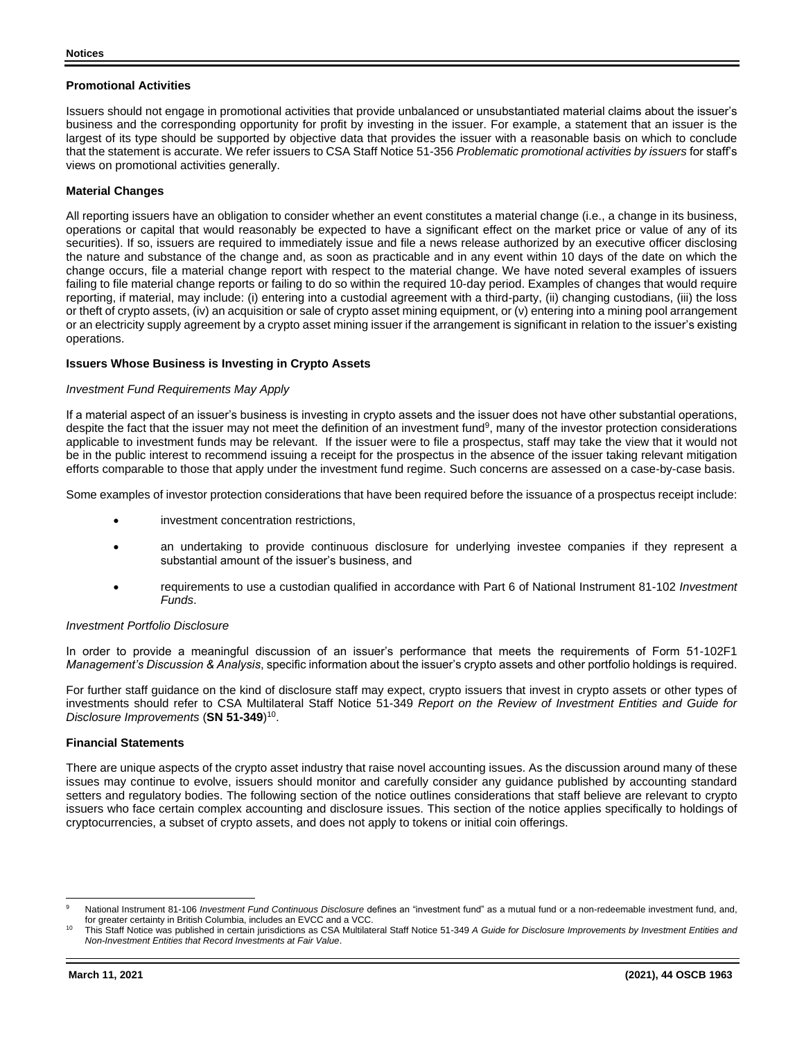## Promotional Activities

Issuers should not engage in promotional activities that provide unbalanced or unsubstantiated material claims about the issuer's business and the corresponding opportunity for profit by investing in the issuer. For example, a statement that an issuer is the largest of its type should be supported by objective data that provides the issuer with a reasonable basis on which to conclude that the statement is accurate. We refer issuers to CSA Staff Notice 51-356 *Problematic promotional activities by issuers* for staff's views on promotional activities generally.

## Material Changes

All reporting issuers have an obligation to consider whether an event constitutes a material change (i.e., a change in its business, operations or capital that would reasonably be expected to have a significant effect on the market price or value of any of its securities). If so, issuers are required to immediately issue and file a news release authorized by an executive officer disclosing the nature and substance of the change and, as soon as practicable and in any event within 10 days of the date on which the change occurs, file a material change report with respect to the material change. We have noted several examples of issuers failing to file material change reports or failing to do so within the required 10-day period. Examples of changes that would require reporting, if material, may include: (i) entering into a custodial agreement with a third-party, (ii) changing custodians, (iii) the loss or theft of crypto assets, (iv) an acquisition or sale of crypto asset mining equipment, or (v) entering into a mining pool arrangement or an electricity supply agreement by a crypto asset mining issuer if the arrangement is significant in relation to the issuer's existing operations.

## Issuers Whose Business is Investing in Crypto Assets

### *Investment Fund Requirements May Apply*

If a material aspect of an issuer's business is investing in crypto assets and the issuer does not have other substantial operations, despite the fact that the issuer may not meet the definition of an investment fund[9], many of the investor protection considerations applicable to investment funds may be relevant. If the issuer were to file a prospectus, staff may take the view that it would not be in the public interest to recommend issuing a receipt for the prospectus in the absence of the issuer taking relevant mitigation efforts comparable to those that apply under the investment fund regime. Such concerns are assessed on a case-by-case basis.

Some examples of investor protection considerations that have been required before the issuance of a prospectus receipt include:

- investment concentration restrictions,
- an undertaking to provide continuous disclosure for underlying investee companies if they represent a substantial amount of the issuer's business, and
- requirements to use a custodian qualified in accordance with Part 6 of National Instrument 81-102 *Investment Funds*.

### *Investment Portfolio Disclosure*

In order to provide a meaningful discussion of an issuer's performance that meets the requirements of Form 51-102F1 *Management's Discussion & Analysis*, specific information about the issuer's crypto assets and other portfolio holdings is required.

For further staff guidance on the kind of disclosure staff may expect, crypto issuers that invest in crypto assets or other types of investments should refer to CSA Multilateral Staff Notice 51-349 *Report on the Review of Investment Entities and Guide for Disclosure Improvements* (**SN 51-349**)[10].

## Financial Statements

There are unique aspects of the crypto asset industry that raise novel accounting issues. As the discussion around many of these issues may continue to evolve, issuers should monitor and carefully consider any guidance published by accounting standard setters and regulatory bodies. The following section of the notice outlines considerations that staff believe are relevant to crypto issuers who face certain complex accounting and disclosure issues. This section of the notice applies specifically to holdings of cryptocurrencies, a subset of crypto assets, and does not apply to tokens or initial coin offerings.

---

[9] National Instrument 81-106 *Investment Fund Continuous Disclosure* defines an "investment fund" as a mutual fund or a non-redeemable investment fund, and, for greater certainty in British Columbia, includes an EVCC and a VCC.

[10] This Staff Notice was published in certain jurisdictions as CSA Multilateral Staff Notice 51-349 *A Guide for Disclosure Improvements by Investment Entities and Non-Investment Entities that Record Investments at Fair Value*.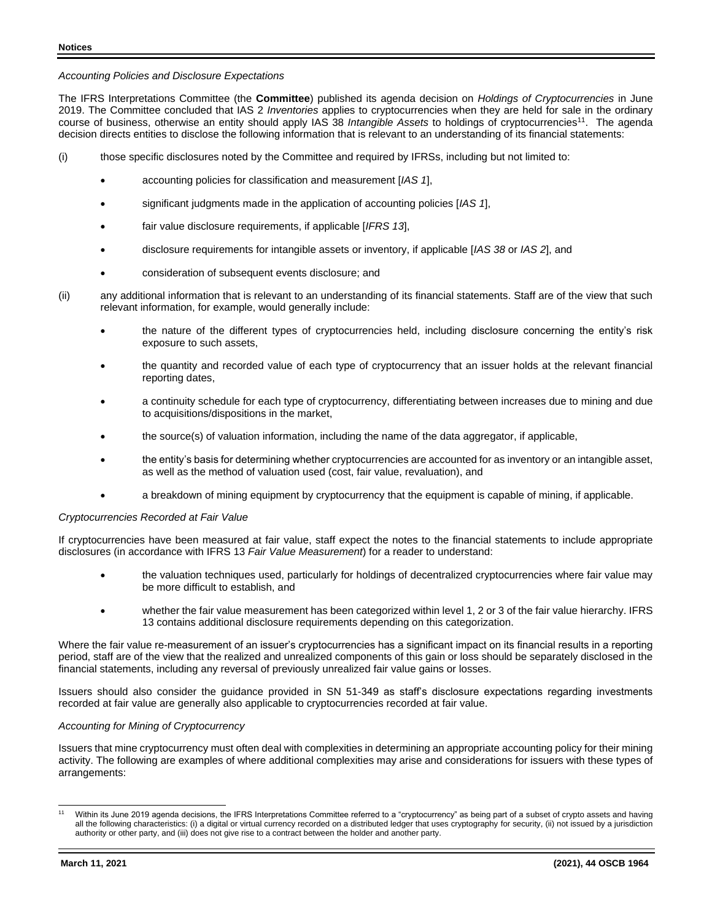*Accounting Policies and Disclosure Expectations*

The IFRS Interpretations Committee (the **Committee**) published its agenda decision on *Holdings of Cryptocurrencies* in June 2019. The Committee concluded that IAS 2 *Inventories* applies to cryptocurrencies when they are held for sale in the ordinary course of business, otherwise an entity should apply IAS 38 *Intangible Assets* to holdings of cryptocurrencies[11]. The agenda decision directs entities to disclose the following information that is relevant to an understanding of its financial statements:

(i) those specific disclosures noted by the Committee and required by IFRSs, including but not limited to:

- accounting policies for classification and measurement [*IAS 1*],
- significant judgments made in the application of accounting policies [*IAS 1*],
- fair value disclosure requirements, if applicable [*IFRS 13*],
- disclosure requirements for intangible assets or inventory, if applicable [*IAS 38* or *IAS 2*], and
- consideration of subsequent events disclosure; and

(ii) any additional information that is relevant to an understanding of its financial statements. Staff are of the view that such relevant information, for example, would generally include:

- the nature of the different types of cryptocurrencies held, including disclosure concerning the entity's risk exposure to such assets,
- the quantity and recorded value of each type of cryptocurrency that an issuer holds at the relevant financial reporting dates,
- a continuity schedule for each type of cryptocurrency, differentiating between increases due to mining and due to acquisitions/dispositions in the market,
- the source(s) of valuation information, including the name of the data aggregator, if applicable,
- the entity's basis for determining whether cryptocurrencies are accounted for as inventory or an intangible asset, as well as the method of valuation used (cost, fair value, revaluation), and
- a breakdown of mining equipment by cryptocurrency that the equipment is capable of mining, if applicable.

*Cryptocurrencies Recorded at Fair Value*

If cryptocurrencies have been measured at fair value, staff expect the notes to the financial statements to include appropriate disclosures (in accordance with IFRS 13 *Fair Value Measurement*) for a reader to understand:

- the valuation techniques used, particularly for holdings of decentralized cryptocurrencies where fair value may be more difficult to establish, and
- whether the fair value measurement has been categorized within level 1, 2 or 3 of the fair value hierarchy. IFRS 13 contains additional disclosure requirements depending on this categorization.

Where the fair value re-measurement of an issuer's cryptocurrencies has a significant impact on its financial results in a reporting period, staff are of the view that the realized and unrealized components of this gain or loss should be separately disclosed in the financial statements, including any reversal of previously unrealized fair value gains or losses.

Issuers should also consider the guidance provided in SN 51-349 as staff's disclosure expectations regarding investments recorded at fair value are generally also applicable to cryptocurrencies recorded at fair value.

*Accounting for Mining of Cryptocurrency*

Issuers that mine cryptocurrency must often deal with complexities in determining an appropriate accounting policy for their mining activity. The following are examples of where additional complexities may arise and considerations for issuers with these types of arrangements:

---

[11] Within its June 2019 agenda decisions, the IFRS Interpretations Committee referred to a "cryptocurrency" as being part of a subset of crypto assets and having all the following characteristics: (i) a digital or virtual currency recorded on a distributed ledger that uses cryptography for security, (ii) not issued by a jurisdiction authority or other party, and (iii) does not give rise to a contract between the holder and another party.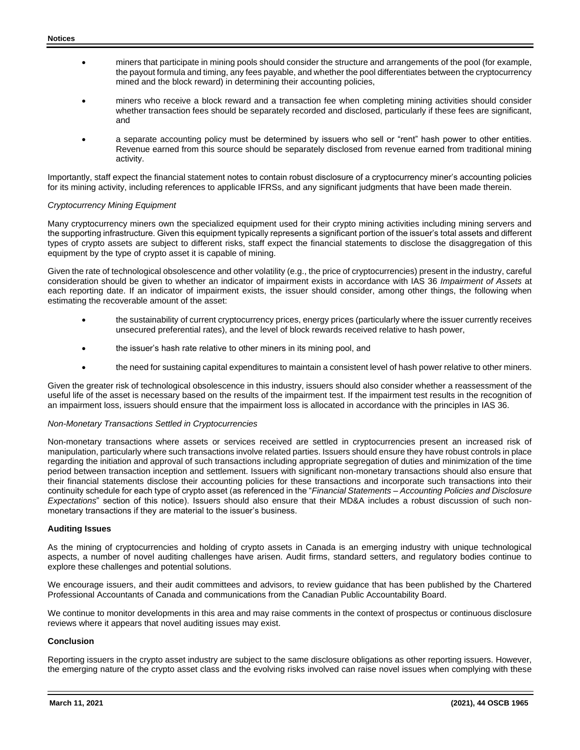- miners that participate in mining pools should consider the structure and arrangements of the pool (for example, the payout formula and timing, any fees payable, and whether the pool differentiates between the cryptocurrency mined and the block reward) in determining their accounting policies,
- miners who receive a block reward and a transaction fee when completing mining activities should consider whether transaction fees should be separately recorded and disclosed, particularly if these fees are significant, and
- a separate accounting policy must be determined by issuers who sell or "rent" hash power to other entities. Revenue earned from this source should be separately disclosed from revenue earned from traditional mining activity.

Importantly, staff expect the financial statement notes to contain robust disclosure of a cryptocurrency miner's accounting policies for its mining activity, including references to applicable IFRSs, and any significant judgments that have been made therein.

*Cryptocurrency Mining Equipment*

Many cryptocurrency miners own the specialized equipment used for their crypto mining activities including mining servers and the supporting infrastructure. Given this equipment typically represents a significant portion of the issuer's total assets and different types of crypto assets are subject to different risks, staff expect the financial statements to disclose the disaggregation of this equipment by the type of crypto asset it is capable of mining.

Given the rate of technological obsolescence and other volatility (e.g., the price of cryptocurrencies) present in the industry, careful consideration should be given to whether an indicator of impairment exists in accordance with IAS 36 *Impairment of Assets* at each reporting date. If an indicator of impairment exists, the issuer should consider, among other things, the following when estimating the recoverable amount of the asset:

- the sustainability of current cryptocurrency prices, energy prices (particularly where the issuer currently receives unsecured preferential rates), and the level of block rewards received relative to hash power,
- the issuer's hash rate relative to other miners in its mining pool, and
- the need for sustaining capital expenditures to maintain a consistent level of hash power relative to other miners.

Given the greater risk of technological obsolescence in this industry, issuers should also consider whether a reassessment of the useful life of the asset is necessary based on the results of the impairment test. If the impairment test results in the recognition of an impairment loss, issuers should ensure that the impairment loss is allocated in accordance with the principles in IAS 36.

*Non-Monetary Transactions Settled in Cryptocurrencies*

Non-monetary transactions where assets or services received are settled in cryptocurrencies present an increased risk of manipulation, particularly where such transactions involve related parties. Issuers should ensure they have robust controls in place regarding the initiation and approval of such transactions including appropriate segregation of duties and minimization of the time period between transaction inception and settlement. Issuers with significant non-monetary transactions should also ensure that their financial statements disclose their accounting policies for these transactions and incorporate such transactions into their continuity schedule for each type of crypto asset (as referenced in the "*Financial Statements – Accounting Policies and Disclosure Expectations*" section of this notice). Issuers should also ensure that their MD&A includes a robust discussion of such non-monetary transactions if they are material to the issuer's business.

**Auditing Issues**

As the mining of cryptocurrencies and holding of crypto assets in Canada is an emerging industry with unique technological aspects, a number of novel auditing challenges have arisen. Audit firms, standard setters, and regulatory bodies continue to explore these challenges and potential solutions.

We encourage issuers, and their audit committees and advisors, to review guidance that has been published by the Chartered Professional Accountants of Canada and communications from the Canadian Public Accountability Board.

We continue to monitor developments in this area and may raise comments in the context of prospectus or continuous disclosure reviews where it appears that novel auditing issues may exist.

**Conclusion**

Reporting issuers in the crypto asset industry are subject to the same disclosure obligations as other reporting issuers. However, the emerging nature of the crypto asset class and the evolving risks involved can raise novel issues when complying with these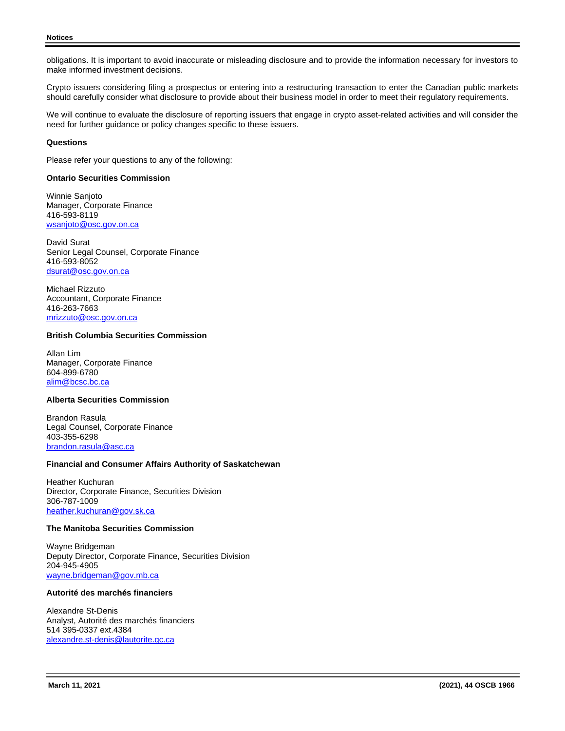obligations. It is important to avoid inaccurate or misleading disclosure and to provide the information necessary for investors to make informed investment decisions.

Crypto issuers considering filing a prospectus or entering into a restructuring transaction to enter the Canadian public markets should carefully consider what disclosure to provide about their business model in order to meet their regulatory requirements.

We will continue to evaluate the disclosure of reporting issuers that engage in crypto asset-related activities and will consider the need for further guidance or policy changes specific to these issuers.

**Questions**

Please refer your questions to any of the following:

**Ontario Securities Commission**

Winnie Sanjoto
Manager, Corporate Finance
416-593-8119
wsanjoto@osc.gov.on.ca

David Surat
Senior Legal Counsel, Corporate Finance
416-593-8052
dsurat@osc.gov.on.ca

Michael Rizzuto
Accountant, Corporate Finance
416-263-7663
mrizzuto@osc.gov.on.ca

**British Columbia Securities Commission**

Allan Lim
Manager, Corporate Finance
604-899-6780
alim@bcsc.bc.ca

**Alberta Securities Commission**

Brandon Rasula
Legal Counsel, Corporate Finance
403-355-6298
brandon.rasula@asc.ca

**Financial and Consumer Affairs Authority of Saskatchewan**

Heather Kuchuran
Director, Corporate Finance, Securities Division
306-787-1009
heather.kuchuran@gov.sk.ca

**The Manitoba Securities Commission**

Wayne Bridgeman
Deputy Director, Corporate Finance, Securities Division
204-945-4905
wayne.bridgeman@gov.mb.ca

**Autorité des marchés financiers**

Alexandre St-Denis
Analyst, Autorité des marchés financiers
514 395-0337 ext.4384
alexandre.st-denis@lautorite.qc.ca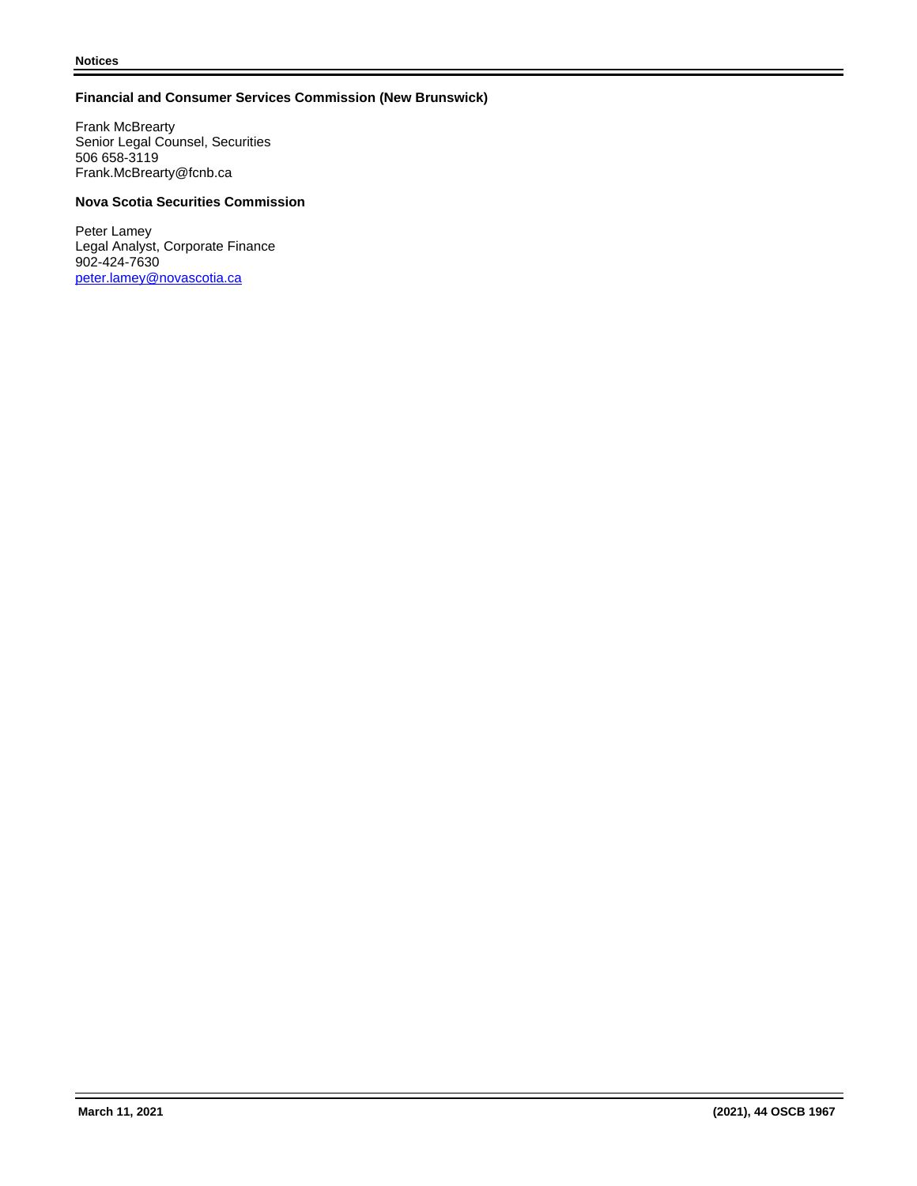**Financial and Consumer Services Commission (New Brunswick)**

Frank McBrearty
Senior Legal Counsel, Securities
506 658-3119
Frank.McBrearty@fcnb.ca

**Nova Scotia Securities Commission**

Peter Lamey
Legal Analyst, Corporate Finance
902-424-7630
peter.lamey@novascotia.ca